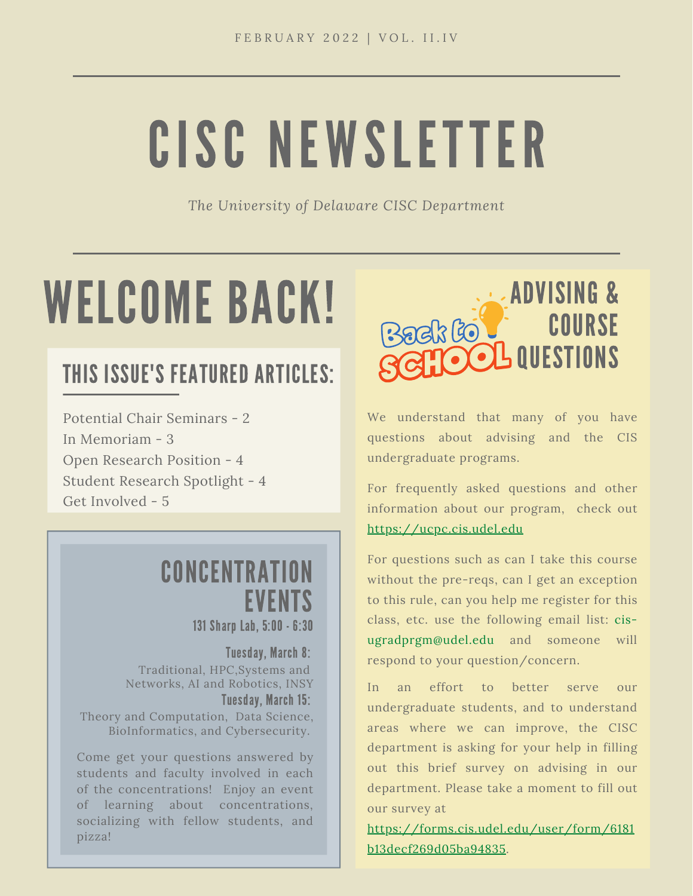FEBRUARY 2022 | VOL. II.IV

# CISC NEWSLETTER

*The University of Delaware CISC Department*

# WELCOME BACK!

## THIS ISSUE'S FEATURED ARTICLES:

Potential Chair Seminars - 2
In Memoriam - 3
Open Research Position - 4
Student Research Spotlight - 4
Get Involved - 5

## CONCENTRATION EVENTS

**131 Sharp Lab, 5:00 - 6:30**

**Tuesday, March 8:**
Traditional, HPC,Systems and Networks, AI and Robotics, INSY

**Tuesday, March 15:**
Theory and Computation, Data Science, BioInformatics, and Cybersecurity.

Come get your questions answered by students and faculty involved in each of the concentrations! Enjoy an event of learning about concentrations, socializing with fellow students, and pizza!

## Back to SCHOOL ADVISING & COURSE QUESTIONS

We understand that many of you have questions about advising and the CIS undergraduate programs.

For frequently asked questions and other information about our program, check out https://ucpc.cis.udel.edu

For questions such as can I take this course without the pre-reqs, can I get an exception to this rule, can you help me register for this class, etc. use the following email list: cis-ugradprgm@udel.edu and someone will respond to your question/concern.

In an effort to better serve our undergraduate students, and to understand areas where we can improve, the CISC department is asking for your help in filling out this brief survey on advising in our department. Please take a moment to fill out our survey at https://forms.cis.udel.edu/user/form/6181b13decf269d05ba94835.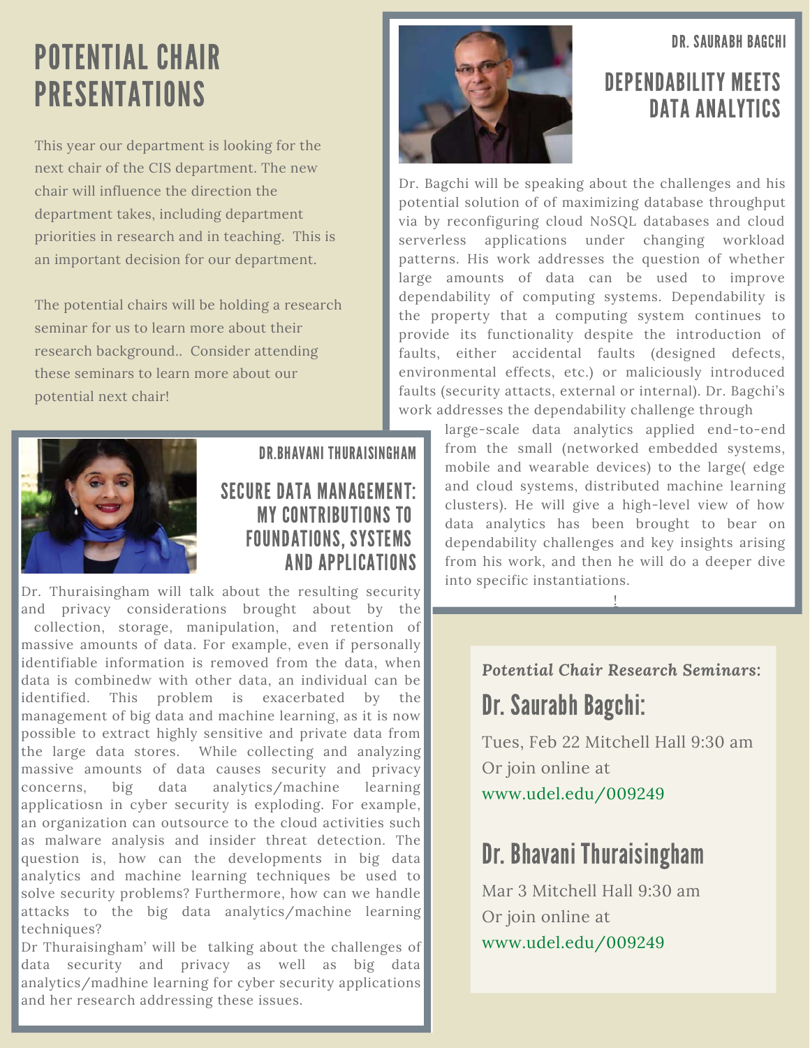# POTENTIAL CHAIR PRESENTATIONS

This year our department is looking for the next chair of the CIS department. The new chair will influence the direction the department takes, including department priorities in research and in teaching. This is an important decision for our department.

The potential chairs will be holding a research seminar for us to learn more about their research background.. Consider attending these seminars to learn more about our potential next chair!

DR. SAURABH BAGCHI

## DEPENDABILITY MEETS DATA ANALYTICS

Dr. Bagchi will be speaking about the challenges and his potential solution of of maximizing database throughput via by reconfiguring cloud NoSQL databases and cloud serverless applications under changing workload patterns. His work addresses the question of whether large amounts of data can be used to improve dependability of computing systems. Dependability is the property that a computing system continues to provide its functionality despite the introduction of faults, either accidental faults (designed defects, environmental effects, etc.) or maliciously introduced faults (security attacts, external or internal). Dr. Bagchi's work addresses the dependability challenge through large-scale data analytics applied end-to-end from the small (networked embedded systems, mobile and wearable devices) to the large( edge and cloud systems, distributed machine learning clusters). He will give a high-level view of how data analytics has been brought to bear on dependability challenges and key insights arising from his work, and then he will do a deeper dive into specific instantiations.

!

DR.BHAVANI THURAISINGHAM

## SECURE DATA MANAGEMENT: MY CONTRIBUTIONS TO FOUNDATIONS, SYSTEMS AND APPLICATIONS

Dr. Thuraisingham will talk about the resulting security and privacy considerations brought about by the collection, storage, manipulation, and retention of massive amounts of data. For example, even if personally identifiable information is removed from the data, when data is combinedw with other data, an individual can be identified. This problem is exacerbated by the management of big data and machine learning, as it is now possible to extract highly sensitive and private data from the large data stores. While collecting and analyzing massive amounts of data causes security and privacy concerns, big data analytics/machine learning applicatiosn in cyber security is exploding. For example, an organization can outsource to the cloud activities such as malware analysis and insider threat detection. The question is, how can the developments in big data analytics and machine learning techniques be used to solve security problems? Furthermore, how can we handle attacks to the big data analytics/machine learning techniques?
Dr Thuraisingham' will be talking about the challenges of data security and privacy as well as big data analytics/madhine learning for cyber security applications and her research addressing these issues.

*Potential Chair Research Seminars:*

## Dr. Saurabh Bagchi:

Tues, Feb 22 Mitchell Hall 9:30 am
Or join online at
www.udel.edu/009249

## Dr. Bhavani Thuraisingham

Mar 3 Mitchell Hall 9:30 am
Or join online at
www.udel.edu/009249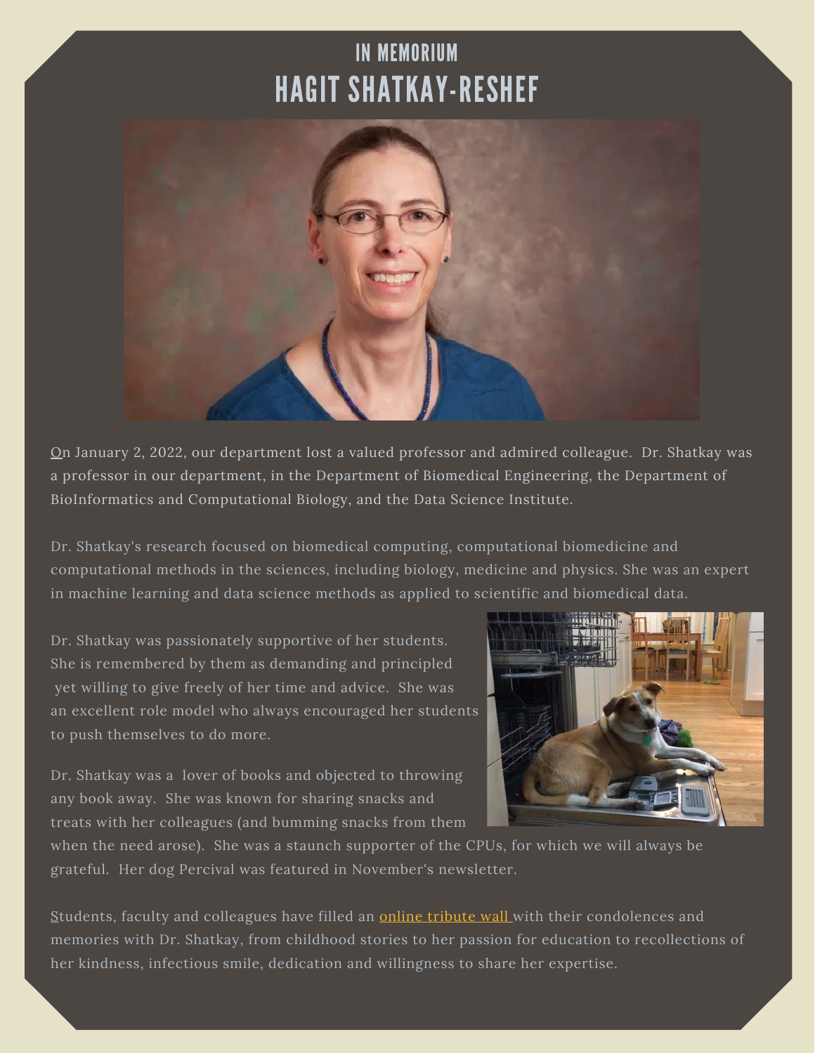# IN MEMORIUM

# HAGIT SHATKAY-RESHEF

On January 2, 2022, our department lost a valued professor and admired colleague. Dr. Shatkay was a professor in our department, in the Department of Biomedical Engineering, the Department of BioInformatics and Computational Biology, and the Data Science Institute.

Dr. Shatkay's research focused on biomedical computing, computational biomedicine and computational methods in the sciences, including biology, medicine and physics. She was an expert in machine learning and data science methods as applied to scientific and biomedical data.

Dr. Shatkay was passionately supportive of her students. She is remembered by them as demanding and principled yet willing to give freely of her time and advice. She was an excellent role model who always encouraged her students to push themselves to do more.

Dr. Shatkay was a lover of books and objected to throwing any book away. She was known for sharing snacks and treats with her colleagues (and bumming snacks from them when the need arose). She was a staunch supporter of the CPUs, for which we will always be grateful. Her dog Percival was featured in November's newsletter.

Students, faculty and colleagues have filled an online tribute wall with their condolences and memories with Dr. Shatkay, from childhood stories to her passion for education to recollections of her kindness, infectious smile, dedication and willingness to share her expertise.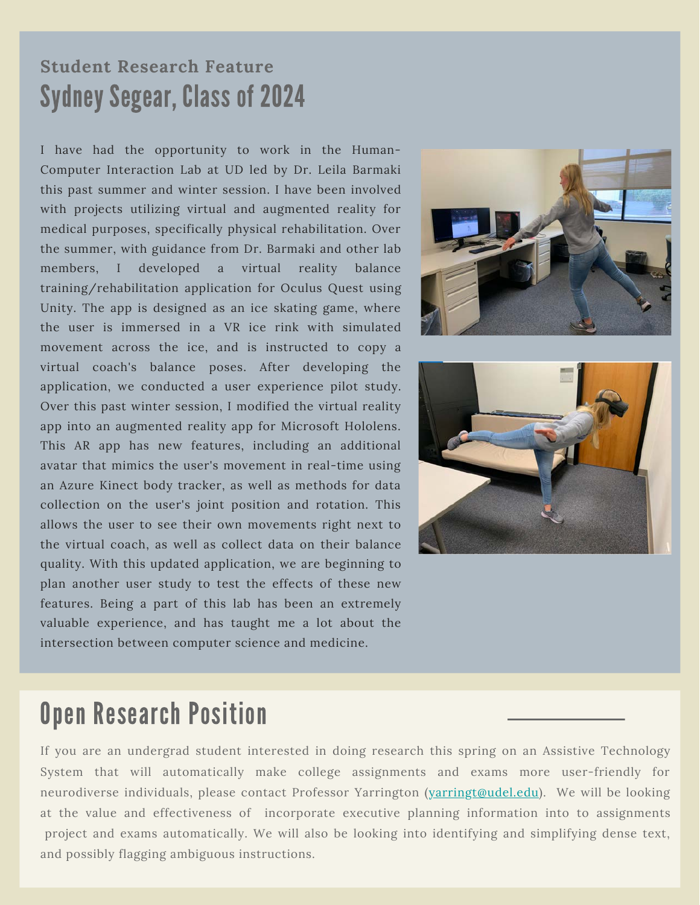### Student Research Feature

## Sydney Segear, Class of 2024

I have had the opportunity to work in the Human-Computer Interaction Lab at UD led by Dr. Leila Barmaki this past summer and winter session. I have been involved with projects utilizing virtual and augmented reality for medical purposes, specifically physical rehabilitation. Over the summer, with guidance from Dr. Barmaki and other lab members, I developed a virtual reality balance training/rehabilitation application for Oculus Quest using Unity. The app is designed as an ice skating game, where the user is immersed in a VR ice rink with simulated movement across the ice, and is instructed to copy a virtual coach's balance poses. After developing the application, we conducted a user experience pilot study. Over this past winter session, I modified the virtual reality app into an augmented reality app for Microsoft Hololens. This AR app has new features, including an additional avatar that mimics the user's movement in real-time using an Azure Kinect body tracker, as well as methods for data collection on the user's joint position and rotation. This allows the user to see their own movements right next to the virtual coach, as well as collect data on their balance quality. With this updated application, we are beginning to plan another user study to test the effects of these new features. Being a part of this lab has been an extremely valuable experience, and has taught me a lot about the intersection between computer science and medicine.

## Open Research Position

If you are an undergrad student interested in doing research this spring on an Assistive Technology System that will automatically make college assignments and exams more user-friendly for neurodiverse individuals, please contact Professor Yarrington (yarringt@udel.edu). We will be looking at the value and effectiveness of incorporate executive planning information into to assignments project and exams automatically. We will also be looking into identifying and simplifying dense text, and possibly flagging ambiguous instructions.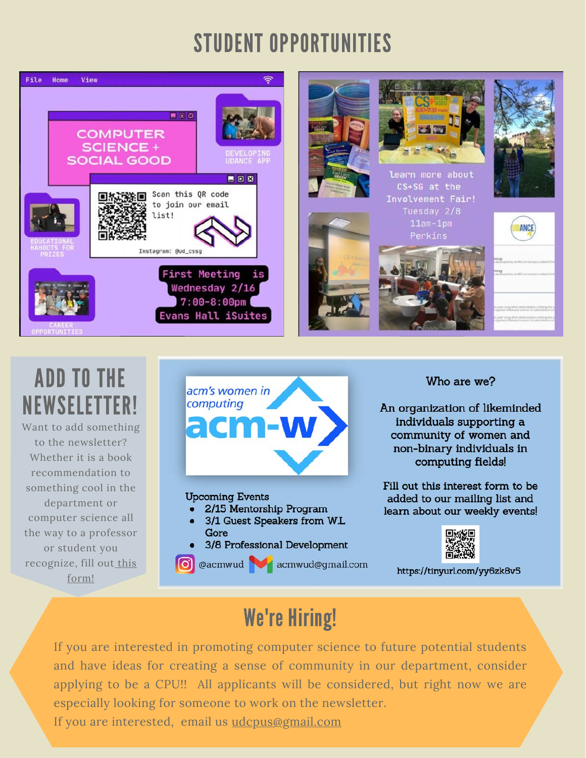# STUDENT OPPORTUNITIES

## COMPUTER SCIENCE + SOCIAL GOOD

Scan this QR code to join our email list!

Instagram: @ud_cssg

DEVELOPING UDANCE APP

EDUCATIONAL KAHOOTS FOR PRIZES

CAREER OPPORTUNITIES

First Meeting is Wednesday 2/16 7:00-8:00pm Evans Hall iSuites

learn more about CS+SG at the Involvement Fair! Tuesday 2/8 11am-1pm Perkins

## ADD TO THE NEWSLETTER!

Want to add something to the newsletter? Whether it is a book recommendation to something cool in the department or computer science all the way to a professor or student you recognize, fill out this form!

## acm's women in computing acm-w

Upcoming Events

- 2/15 Mentorship Program
- 3/1 Guest Speakers from W.L Gore
- 3/8 Professional Development

@acmwud acmwud@gmail.com

Who are we?

An organization of likeminded individuals supporting a community of women and non-binary individuals in computing fields!

Fill out this interest form to be added to our mailing list and learn about our weekly events!

https://tinyurl.com/yy6zk8v5

## We're Hiring!

If you are interested in promoting computer science to future potential students and have ideas for creating a sense of community in our department, consider applying to be a CPU!! All applicants will be considered, but right now we are especially looking for someone to work on the newsletter.

If you are interested, email us udcpus@gmail.com